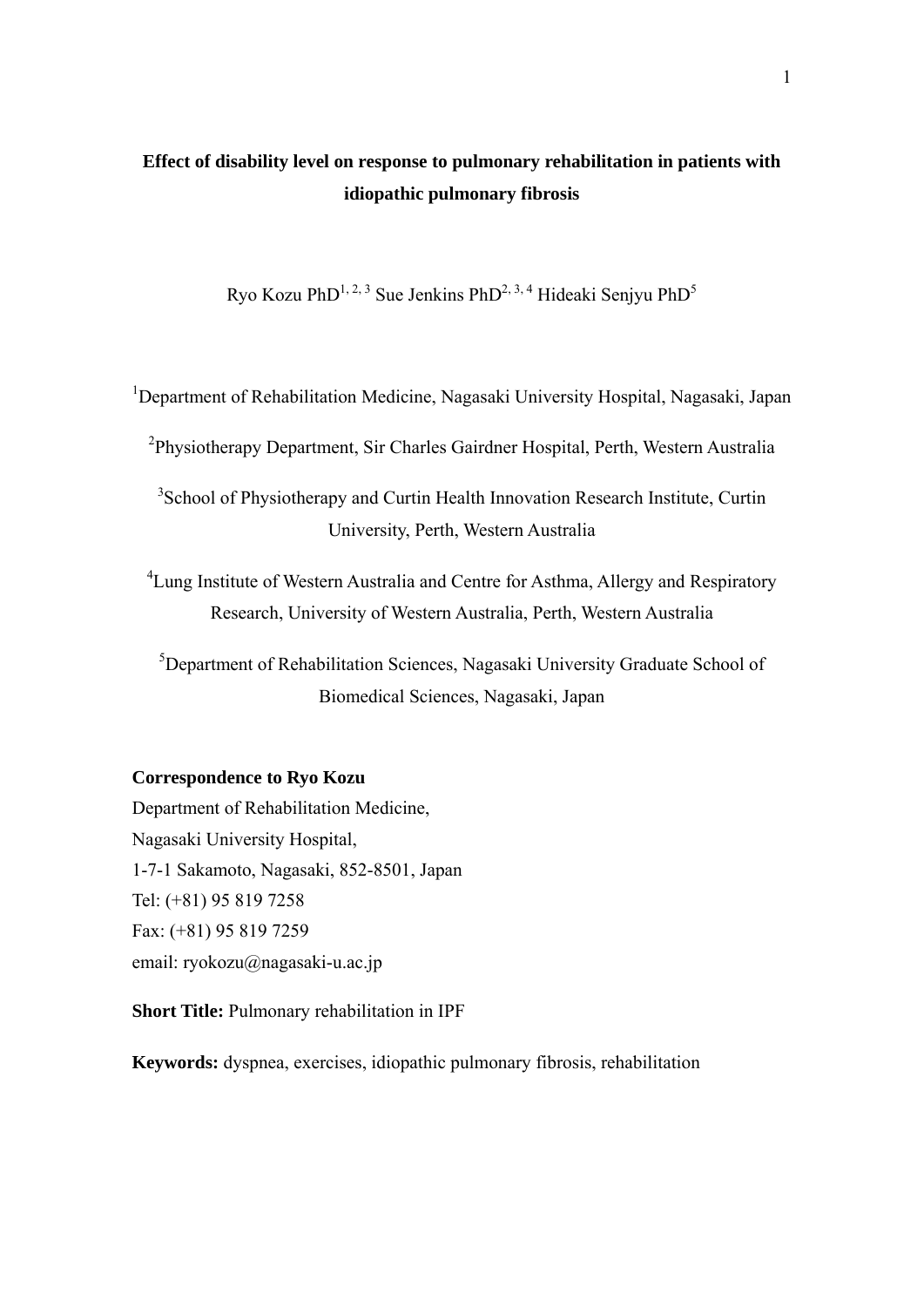# Effect of disability level on response to pulmonary rehabilitation in patients with idiopathic pulmonary fibrosis

Ryo Kozu PhD[1,2,3] Sue Jenkins PhD[2,3,4] Hideaki Senjyu PhD[5]

[1]Department of Rehabilitation Medicine, Nagasaki University Hospital, Nagasaki, Japan

[2]Physiotherapy Department, Sir Charles Gairdner Hospital, Perth, Western Australia

[3]School of Physiotherapy and Curtin Health Innovation Research Institute, Curtin University, Perth, Western Australia

[4]Lung Institute of Western Australia and Centre for Asthma, Allergy and Respiratory Research, University of Western Australia, Perth, Western Australia

[5]Department of Rehabilitation Sciences, Nagasaki University Graduate School of Biomedical Sciences, Nagasaki, Japan

**Correspondence to Ryo Kozu**
Department of Rehabilitation Medicine,
Nagasaki University Hospital,
1-7-1 Sakamoto, Nagasaki, 852-8501, Japan
Tel: (+81) 95 819 7258
Fax: (+81) 95 819 7259
email: ryokozu@nagasaki-u.ac.jp

**Short Title:** Pulmonary rehabilitation in IPF

**Keywords:** dyspnea, exercises, idiopathic pulmonary fibrosis, rehabilitation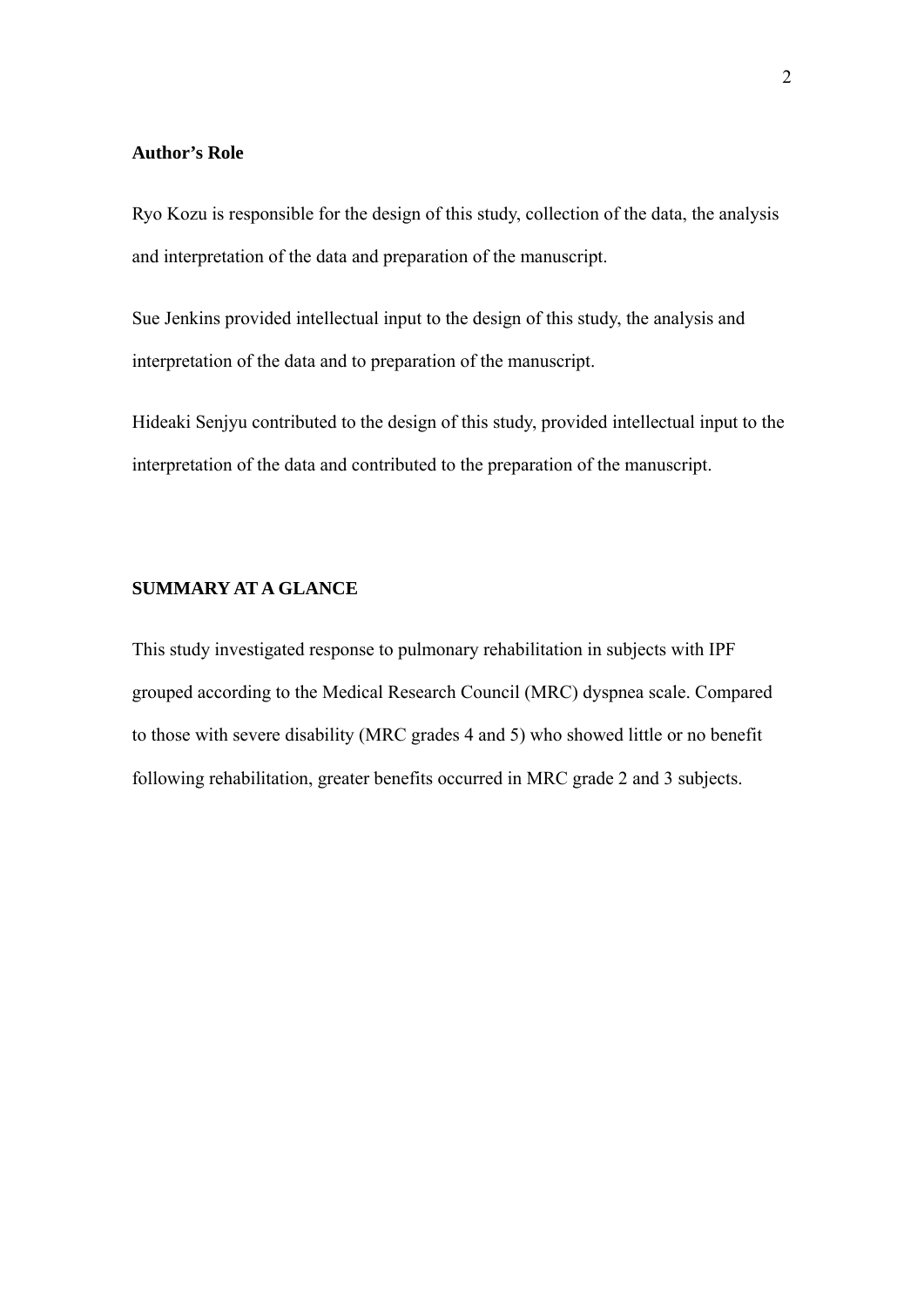**Author's Role**

Ryo Kozu is responsible for the design of this study, collection of the data, the analysis and interpretation of the data and preparation of the manuscript.

Sue Jenkins provided intellectual input to the design of this study, the analysis and interpretation of the data and to preparation of the manuscript.

Hideaki Senjyu contributed to the design of this study, provided intellectual input to the interpretation of the data and contributed to the preparation of the manuscript.

**SUMMARY AT A GLANCE**

This study investigated response to pulmonary rehabilitation in subjects with IPF grouped according to the Medical Research Council (MRC) dyspnea scale. Compared to those with severe disability (MRC grades 4 and 5) who showed little or no benefit following rehabilitation, greater benefits occurred in MRC grade 2 and 3 subjects.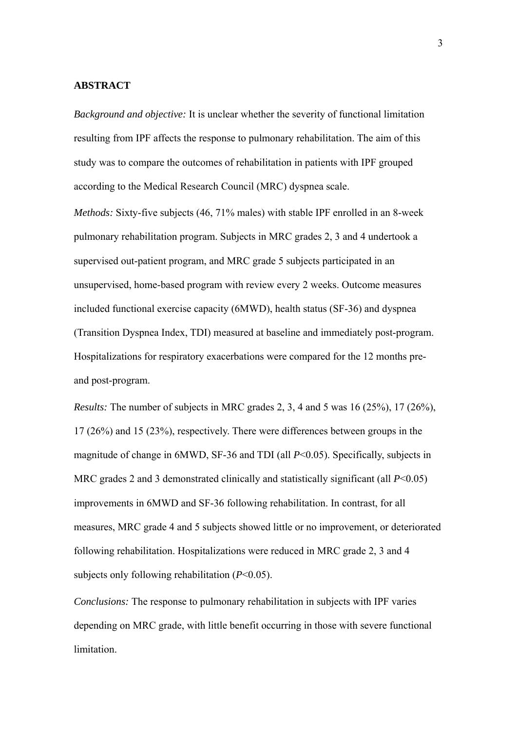## ABSTRACT

*Background and objective:* It is unclear whether the severity of functional limitation resulting from IPF affects the response to pulmonary rehabilitation. The aim of this study was to compare the outcomes of rehabilitation in patients with IPF grouped according to the Medical Research Council (MRC) dyspnea scale.

*Methods:* Sixty-five subjects (46, 71% males) with stable IPF enrolled in an 8-week pulmonary rehabilitation program. Subjects in MRC grades 2, 3 and 4 undertook a supervised out-patient program, and MRC grade 5 subjects participated in an unsupervised, home-based program with review every 2 weeks. Outcome measures included functional exercise capacity (6MWD), health status (SF-36) and dyspnea (Transition Dyspnea Index, TDI) measured at baseline and immediately post-program. Hospitalizations for respiratory exacerbations were compared for the 12 months pre- and post-program.

*Results:* The number of subjects in MRC grades 2, 3, 4 and 5 was 16 (25%), 17 (26%), 17 (26%) and 15 (23%), respectively. There were differences between groups in the magnitude of change in 6MWD, SF-36 and TDI (all $P<0.05$). Specifically, subjects in MRC grades 2 and 3 demonstrated clinically and statistically significant (all $P<0.05$) improvements in 6MWD and SF-36 following rehabilitation. In contrast, for all measures, MRC grade 4 and 5 subjects showed little or no improvement, or deteriorated following rehabilitation. Hospitalizations were reduced in MRC grade 2, 3 and 4 subjects only following rehabilitation ($P<0.05$).

*Conclusions:* The response to pulmonary rehabilitation in subjects with IPF varies depending on MRC grade, with little benefit occurring in those with severe functional limitation.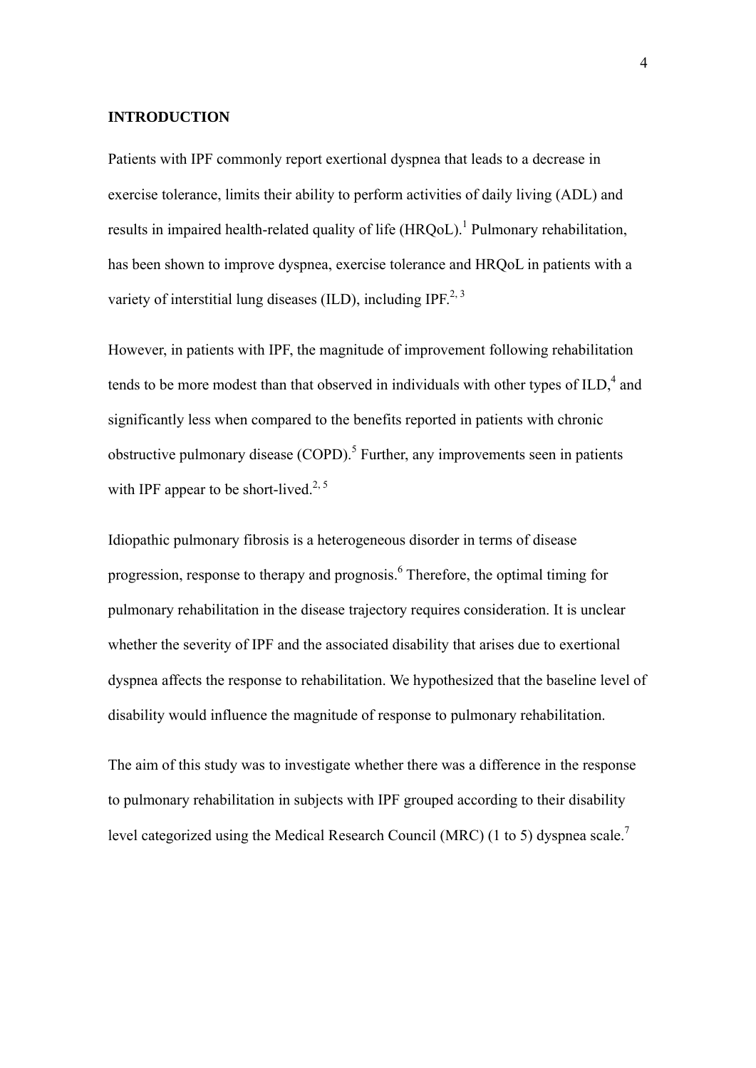## INTRODUCTION

Patients with IPF commonly report exertional dyspnea that leads to a decrease in exercise tolerance, limits their ability to perform activities of daily living (ADL) and results in impaired health-related quality of life (HRQoL).[1] Pulmonary rehabilitation, has been shown to improve dyspnea, exercise tolerance and HRQoL in patients with a variety of interstitial lung diseases (ILD), including IPF.[2, 3]

However, in patients with IPF, the magnitude of improvement following rehabilitation tends to be more modest than that observed in individuals with other types of ILD,[4] and significantly less when compared to the benefits reported in patients with chronic obstructive pulmonary disease (COPD).[5] Further, any improvements seen in patients with IPF appear to be short-lived.[2, 5]

Idiopathic pulmonary fibrosis is a heterogeneous disorder in terms of disease progression, response to therapy and prognosis.[6] Therefore, the optimal timing for pulmonary rehabilitation in the disease trajectory requires consideration. It is unclear whether the severity of IPF and the associated disability that arises due to exertional dyspnea affects the response to rehabilitation. We hypothesized that the baseline level of disability would influence the magnitude of response to pulmonary rehabilitation.

The aim of this study was to investigate whether there was a difference in the response to pulmonary rehabilitation in subjects with IPF grouped according to their disability level categorized using the Medical Research Council (MRC) (1 to 5) dyspnea scale.[7]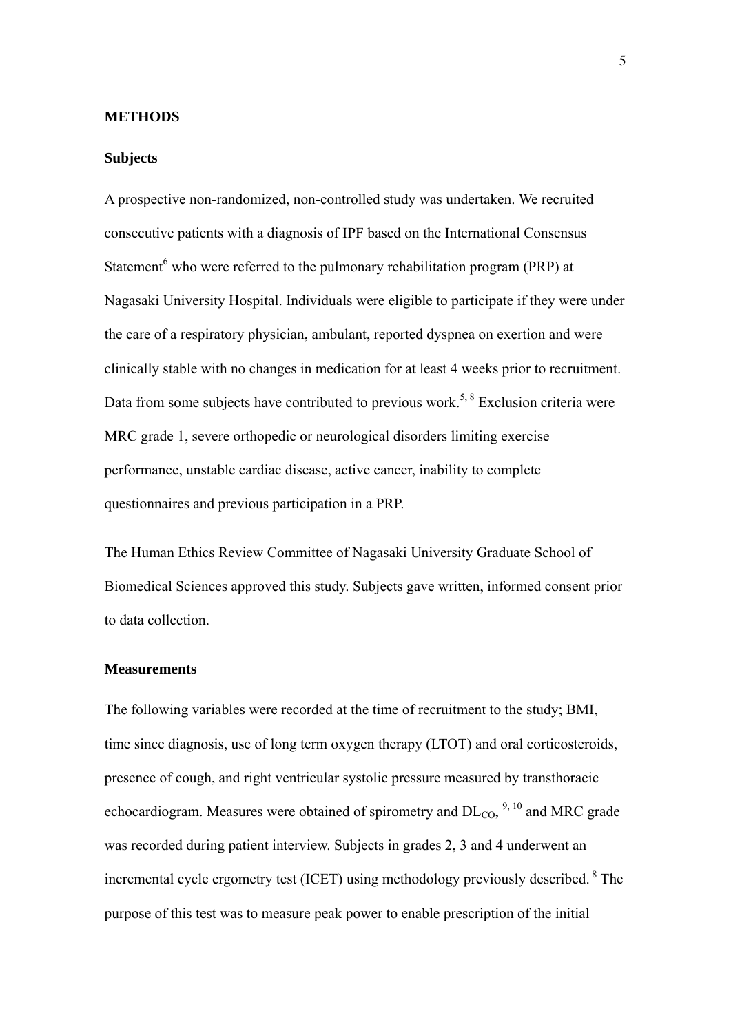## METHODS

### Subjects

A prospective non-randomized, non-controlled study was undertaken. We recruited consecutive patients with a diagnosis of IPF based on the International Consensus Statement[6] who were referred to the pulmonary rehabilitation program (PRP) at Nagasaki University Hospital. Individuals were eligible to participate if they were under the care of a respiratory physician, ambulant, reported dyspnea on exertion and were clinically stable with no changes in medication for at least 4 weeks prior to recruitment. Data from some subjects have contributed to previous work.[5, 8] Exclusion criteria were MRC grade 1, severe orthopedic or neurological disorders limiting exercise performance, unstable cardiac disease, active cancer, inability to complete questionnaires and previous participation in a PRP.

The Human Ethics Review Committee of Nagasaki University Graduate School of Biomedical Sciences approved this study. Subjects gave written, informed consent prior to data collection.

### Measurements

The following variables were recorded at the time of recruitment to the study; BMI, time since diagnosis, use of long term oxygen therapy (LTOT) and oral corticosteroids, presence of cough, and right ventricular systolic pressure measured by transthoracic echocardiogram. Measures were obtained of spirometry and $DL_{CO}$,[9, 10] and MRC grade was recorded during patient interview. Subjects in grades 2, 3 and 4 underwent an incremental cycle ergometry test (ICET) using methodology previously described.[8] The purpose of this test was to measure peak power to enable prescription of the initial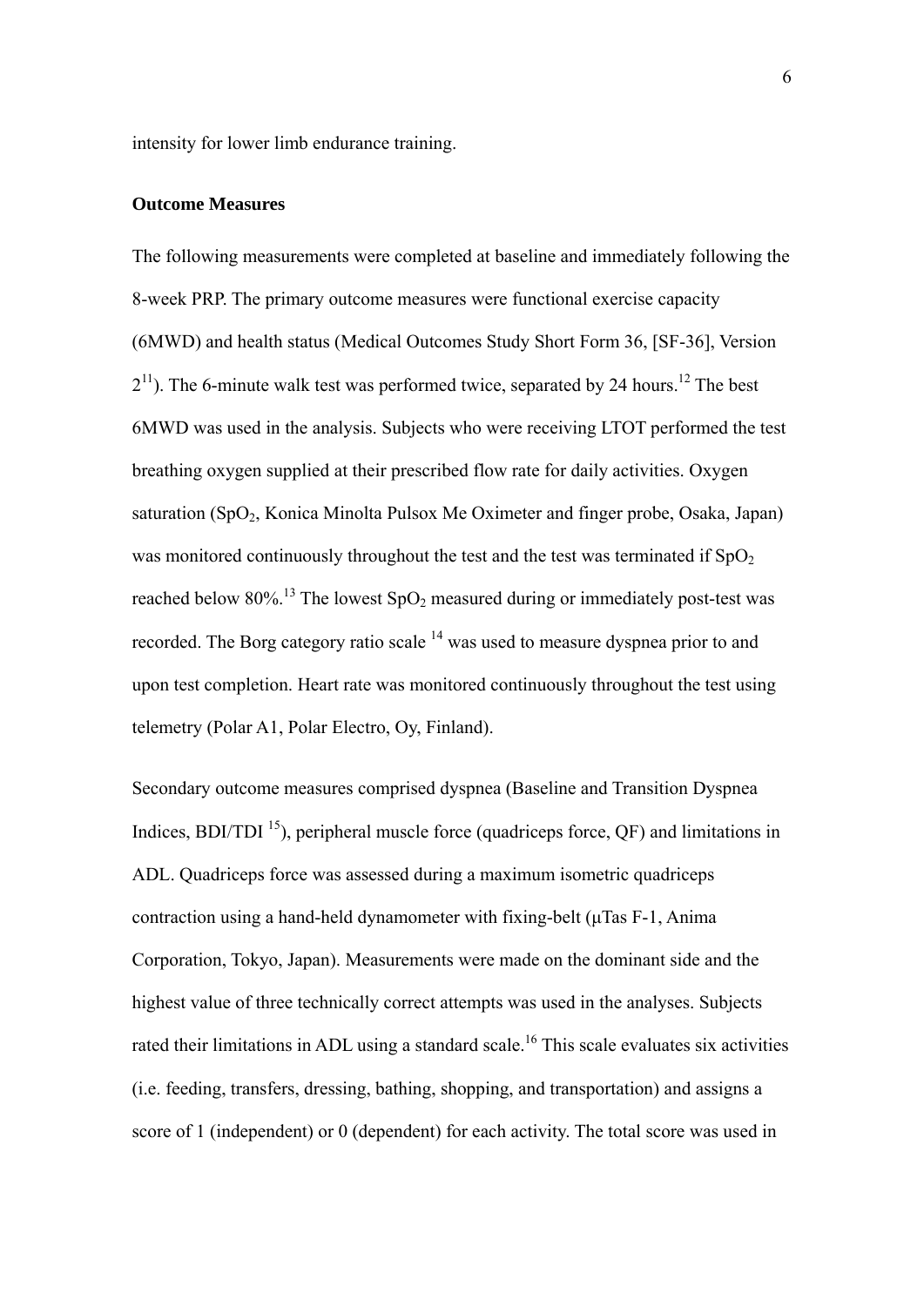intensity for lower limb endurance training.

**Outcome Measures**

The following measurements were completed at baseline and immediately following the 8-week PRP. The primary outcome measures were functional exercise capacity (6MWD) and health status (Medical Outcomes Study Short Form 36, [SF-36], Version 2[11]). The 6-minute walk test was performed twice, separated by 24 hours.[12] The best 6MWD was used in the analysis. Subjects who were receiving LTOT performed the test breathing oxygen supplied at their prescribed flow rate for daily activities. Oxygen saturation ($SpO_2$, Konica Minolta Pulsox Me Oximeter and finger probe, Osaka, Japan) was monitored continuously throughout the test and the test was terminated if $SpO_2$ reached below 80%.[13] The lowest $SpO_2$ measured during or immediately post-test was recorded. The Borg category ratio scale [14] was used to measure dyspnea prior to and upon test completion. Heart rate was monitored continuously throughout the test using telemetry (Polar A1, Polar Electro, Oy, Finland).

Secondary outcome measures comprised dyspnea (Baseline and Transition Dyspnea Indices, BDI/TDI [15]), peripheral muscle force (quadriceps force, QF) and limitations in ADL. Quadriceps force was assessed during a maximum isometric quadriceps contraction using a hand-held dynamometer with fixing-belt (μTas F-1, Anima Corporation, Tokyo, Japan). Measurements were made on the dominant side and the highest value of three technically correct attempts was used in the analyses. Subjects rated their limitations in ADL using a standard scale.[16] This scale evaluates six activities (i.e. feeding, transfers, dressing, bathing, shopping, and transportation) and assigns a score of 1 (independent) or 0 (dependent) for each activity. The total score was used in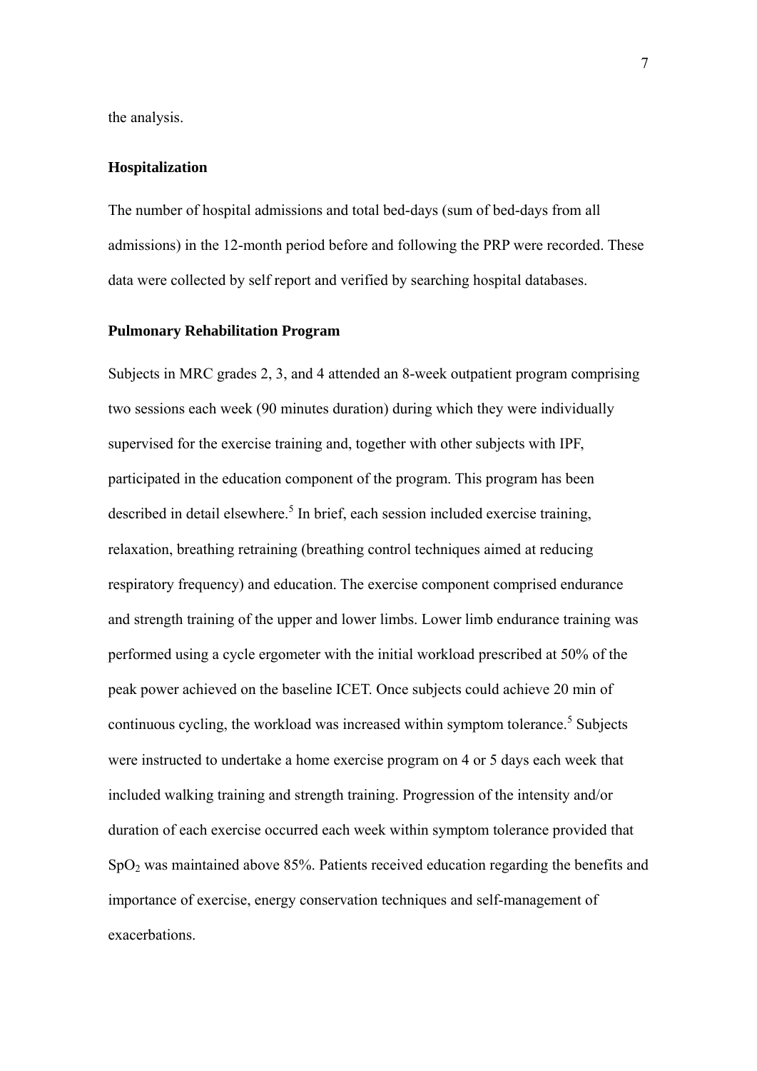the analysis.

### Hospitalization

The number of hospital admissions and total bed-days (sum of bed-days from all admissions) in the 12-month period before and following the PRP were recorded. These data were collected by self report and verified by searching hospital databases.

### Pulmonary Rehabilitation Program

Subjects in MRC grades 2, 3, and 4 attended an 8-week outpatient program comprising two sessions each week (90 minutes duration) during which they were individually supervised for the exercise training and, together with other subjects with IPF, participated in the education component of the program. This program has been described in detail elsewhere.[5] In brief, each session included exercise training, relaxation, breathing retraining (breathing control techniques aimed at reducing respiratory frequency) and education. The exercise component comprised endurance and strength training of the upper and lower limbs. Lower limb endurance training was performed using a cycle ergometer with the initial workload prescribed at 50% of the peak power achieved on the baseline ICET. Once subjects could achieve 20 min of continuous cycling, the workload was increased within symptom tolerance.[5] Subjects were instructed to undertake a home exercise program on 4 or 5 days each week that included walking training and strength training. Progression of the intensity and/or duration of each exercise occurred each week within symptom tolerance provided that $SpO_2$ was maintained above 85%. Patients received education regarding the benefits and importance of exercise, energy conservation techniques and self-management of exacerbations.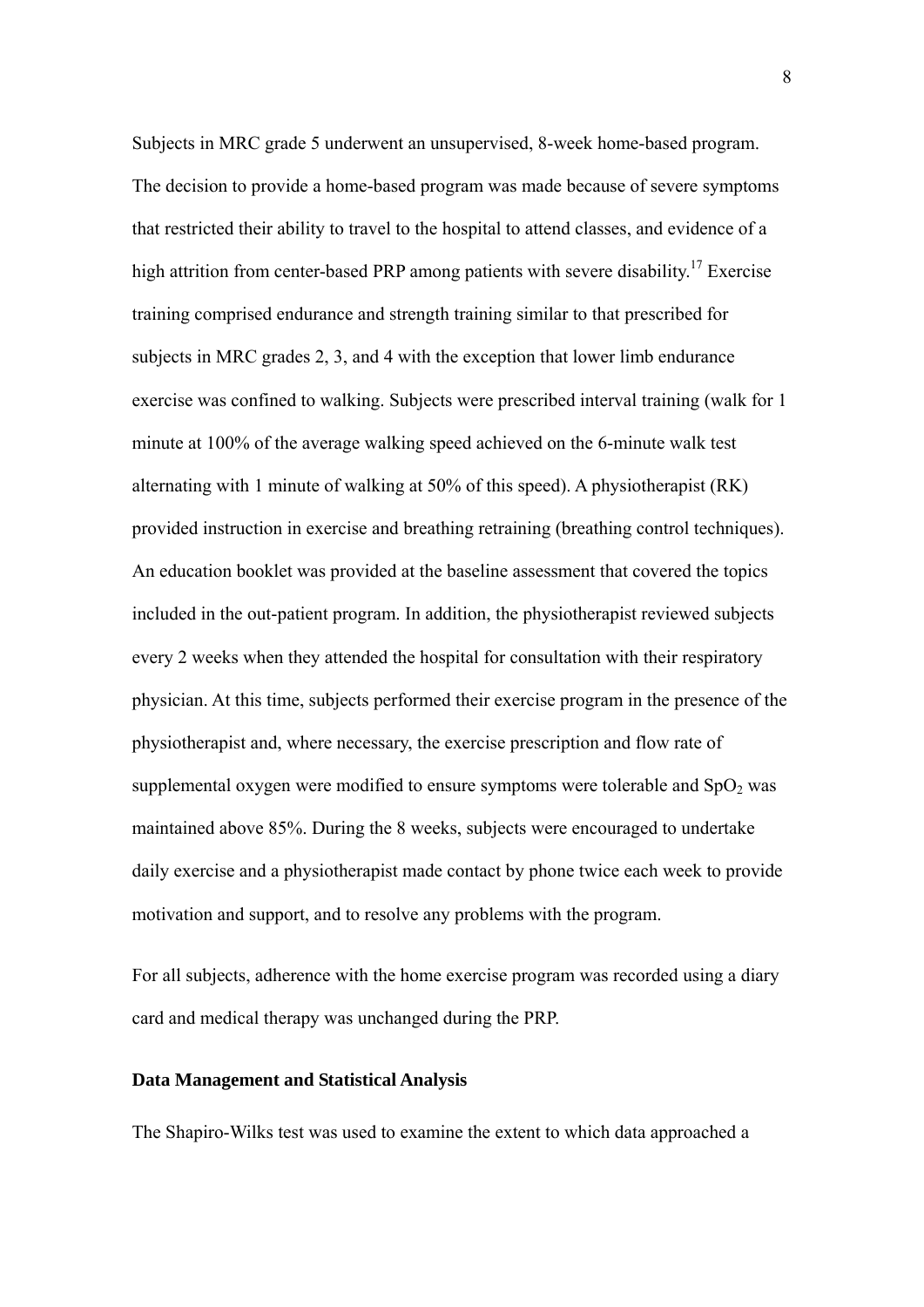Subjects in MRC grade 5 underwent an unsupervised, 8-week home-based program. The decision to provide a home-based program was made because of severe symptoms that restricted their ability to travel to the hospital to attend classes, and evidence of a high attrition from center-based PRP among patients with severe disability.[17] Exercise training comprised endurance and strength training similar to that prescribed for subjects in MRC grades 2, 3, and 4 with the exception that lower limb endurance exercise was confined to walking. Subjects were prescribed interval training (walk for 1 minute at 100% of the average walking speed achieved on the 6-minute walk test alternating with 1 minute of walking at 50% of this speed). A physiotherapist (RK) provided instruction in exercise and breathing retraining (breathing control techniques). An education booklet was provided at the baseline assessment that covered the topics included in the out-patient program. In addition, the physiotherapist reviewed subjects every 2 weeks when they attended the hospital for consultation with their respiratory physician. At this time, subjects performed their exercise program in the presence of the physiotherapist and, where necessary, the exercise prescription and flow rate of supplemental oxygen were modified to ensure symptoms were tolerable and $SpO_2$ was maintained above 85%. During the 8 weeks, subjects were encouraged to undertake daily exercise and a physiotherapist made contact by phone twice each week to provide motivation and support, and to resolve any problems with the program.

For all subjects, adherence with the home exercise program was recorded using a diary card and medical therapy was unchanged during the PRP.

### Data Management and Statistical Analysis

The Shapiro-Wilks test was used to examine the extent to which data approached a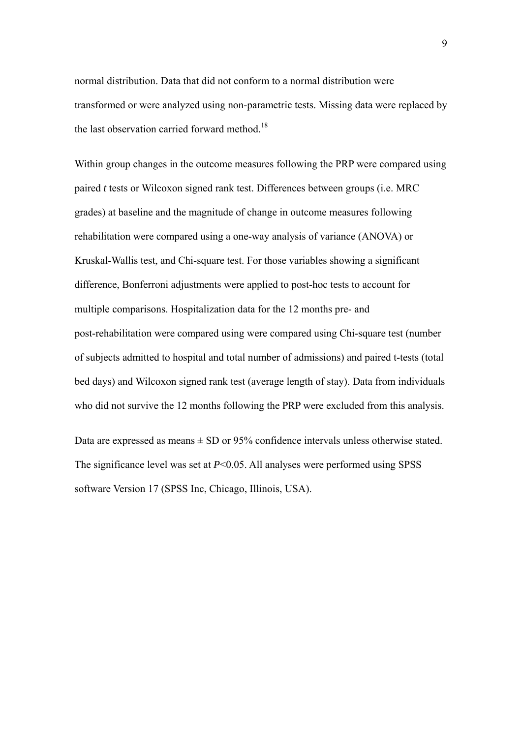normal distribution. Data that did not conform to a normal distribution were transformed or were analyzed using non-parametric tests. Missing data were replaced by the last observation carried forward method.[18]

Within group changes in the outcome measures following the PRP were compared using paired *t* tests or Wilcoxon signed rank test. Differences between groups (i.e. MRC grades) at baseline and the magnitude of change in outcome measures following rehabilitation were compared using a one-way analysis of variance (ANOVA) or Kruskal-Wallis test, and Chi-square test. For those variables showing a significant difference, Bonferroni adjustments were applied to post-hoc tests to account for multiple comparisons. Hospitalization data for the 12 months pre- and post-rehabilitation were compared using were compared using Chi-square test (number of subjects admitted to hospital and total number of admissions) and paired t-tests (total bed days) and Wilcoxon signed rank test (average length of stay). Data from individuals who did not survive the 12 months following the PRP were excluded from this analysis.

Data are expressed as means ± SD or 95% confidence intervals unless otherwise stated. The significance level was set at $P<0.05$. All analyses were performed using SPSS software Version 17 (SPSS Inc, Chicago, Illinois, USA).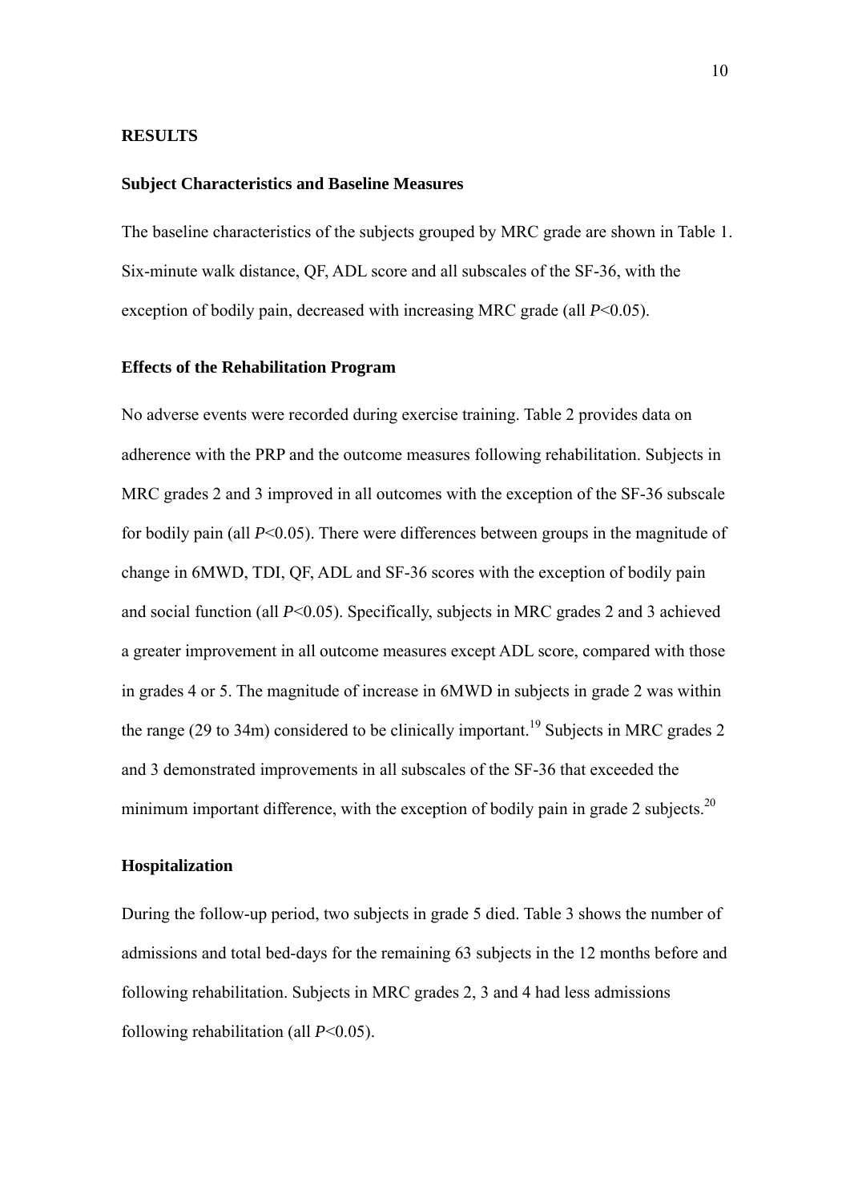## RESULTS

### Subject Characteristics and Baseline Measures

The baseline characteristics of the subjects grouped by MRC grade are shown in Table 1. Six-minute walk distance, QF, ADL score and all subscales of the SF-36, with the exception of bodily pain, decreased with increasing MRC grade (all $P$<0.05).

### Effects of the Rehabilitation Program

No adverse events were recorded during exercise training. Table 2 provides data on adherence with the PRP and the outcome measures following rehabilitation. Subjects in MRC grades 2 and 3 improved in all outcomes with the exception of the SF-36 subscale for bodily pain (all $P$<0.05). There were differences between groups in the magnitude of change in 6MWD, TDI, QF, ADL and SF-36 scores with the exception of bodily pain and social function (all $P$<0.05). Specifically, subjects in MRC grades 2 and 3 achieved a greater improvement in all outcome measures except ADL score, compared with those in grades 4 or 5. The magnitude of increase in 6MWD in subjects in grade 2 was within the range (29 to 34m) considered to be clinically important.[19] Subjects in MRC grades 2 and 3 demonstrated improvements in all subscales of the SF-36 that exceeded the minimum important difference, with the exception of bodily pain in grade 2 subjects.[20]

### Hospitalization

During the follow-up period, two subjects in grade 5 died. Table 3 shows the number of admissions and total bed-days for the remaining 63 subjects in the 12 months before and following rehabilitation. Subjects in MRC grades 2, 3 and 4 had less admissions following rehabilitation (all $P$<0.05).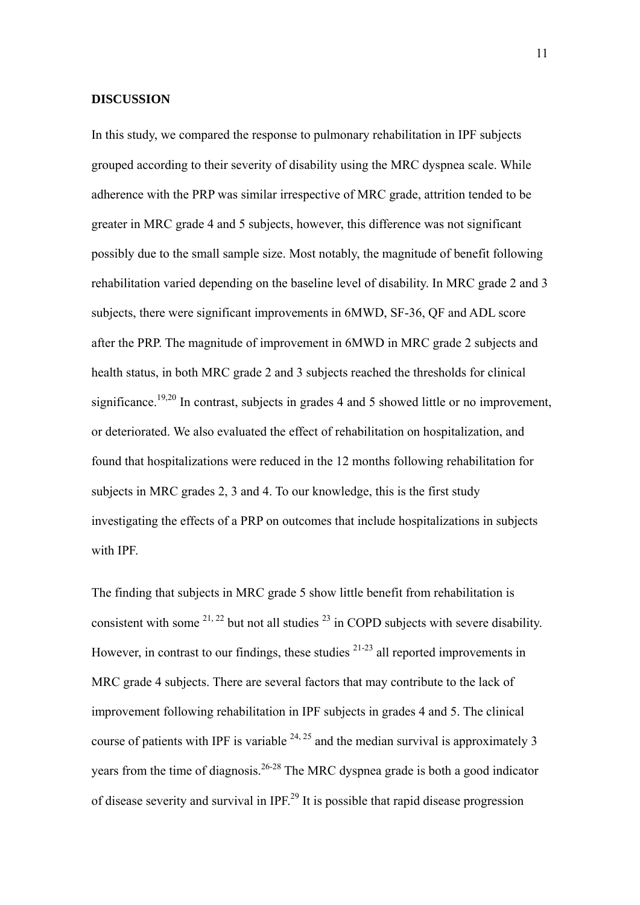**DISCUSSION**

In this study, we compared the response to pulmonary rehabilitation in IPF subjects grouped according to their severity of disability using the MRC dyspnea scale. While adherence with the PRP was similar irrespective of MRC grade, attrition tended to be greater in MRC grade 4 and 5 subjects, however, this difference was not significant possibly due to the small sample size. Most notably, the magnitude of benefit following rehabilitation varied depending on the baseline level of disability. In MRC grade 2 and 3 subjects, there were significant improvements in 6MWD, SF-36, QF and ADL score after the PRP. The magnitude of improvement in 6MWD in MRC grade 2 subjects and health status, in both MRC grade 2 and 3 subjects reached the thresholds for clinical significance.[19,20] In contrast, subjects in grades 4 and 5 showed little or no improvement, or deteriorated. We also evaluated the effect of rehabilitation on hospitalization, and found that hospitalizations were reduced in the 12 months following rehabilitation for subjects in MRC grades 2, 3 and 4. To our knowledge, this is the first study investigating the effects of a PRP on outcomes that include hospitalizations in subjects with IPF.

The finding that subjects in MRC grade 5 show little benefit from rehabilitation is consistent with some [21, 22] but not all studies [23] in COPD subjects with severe disability. However, in contrast to our findings, these studies [21-23] all reported improvements in MRC grade 4 subjects. There are several factors that may contribute to the lack of improvement following rehabilitation in IPF subjects in grades 4 and 5. The clinical course of patients with IPF is variable [24, 25] and the median survival is approximately 3 years from the time of diagnosis.[26-28] The MRC dyspnea grade is both a good indicator of disease severity and survival in IPF.[29] It is possible that rapid disease progression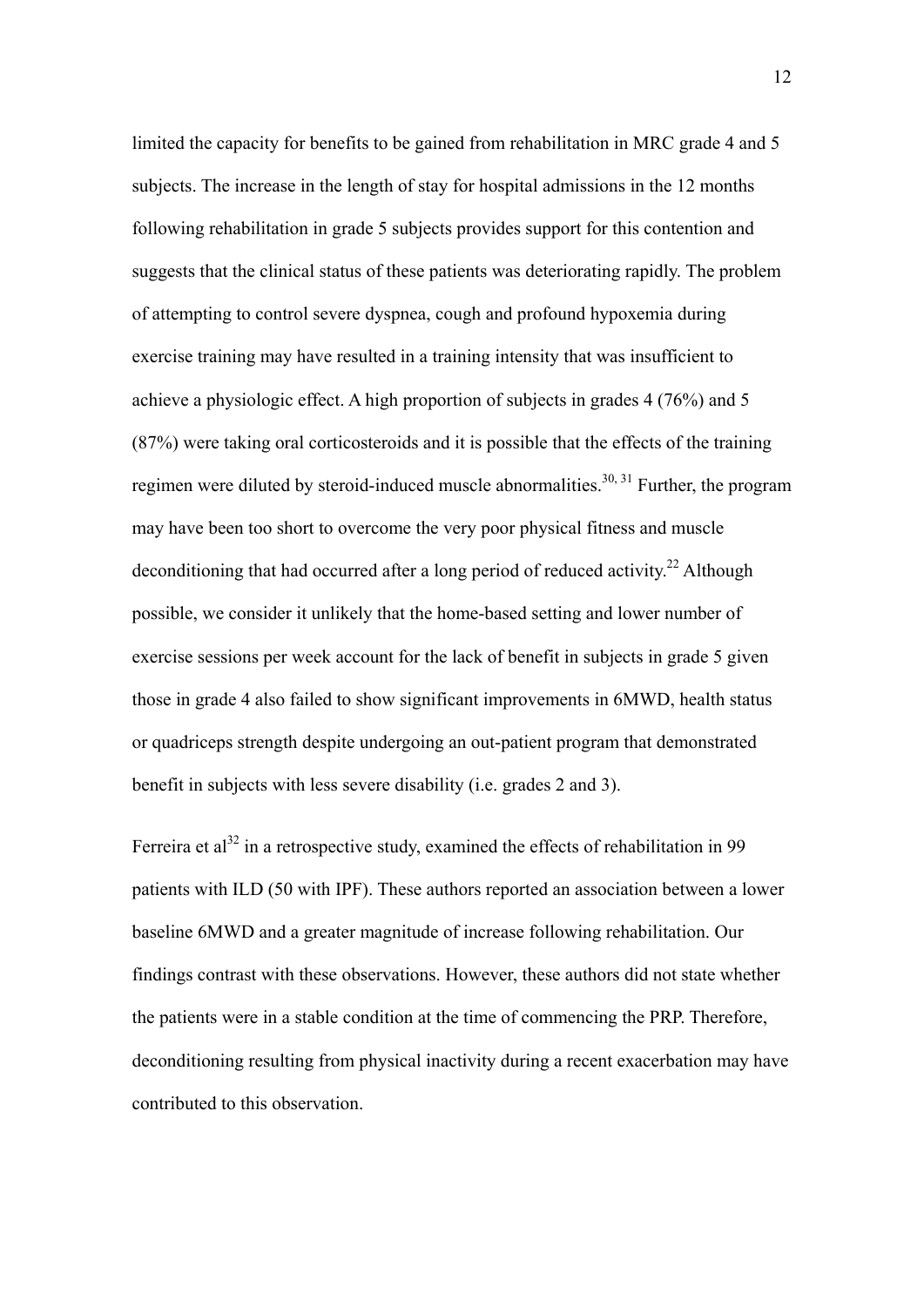limited the capacity for benefits to be gained from rehabilitation in MRC grade 4 and 5 subjects. The increase in the length of stay for hospital admissions in the 12 months following rehabilitation in grade 5 subjects provides support for this contention and suggests that the clinical status of these patients was deteriorating rapidly. The problem of attempting to control severe dyspnea, cough and profound hypoxemia during exercise training may have resulted in a training intensity that was insufficient to achieve a physiologic effect. A high proportion of subjects in grades 4 (76%) and 5 (87%) were taking oral corticosteroids and it is possible that the effects of the training regimen were diluted by steroid-induced muscle abnormalities.[30, 31] Further, the program may have been too short to overcome the very poor physical fitness and muscle deconditioning that had occurred after a long period of reduced activity.[22] Although possible, we consider it unlikely that the home-based setting and lower number of exercise sessions per week account for the lack of benefit in subjects in grade 5 given those in grade 4 also failed to show significant improvements in 6MWD, health status or quadriceps strength despite undergoing an out-patient program that demonstrated benefit in subjects with less severe disability (i.e. grades 2 and 3).

Ferreira et al[32] in a retrospective study, examined the effects of rehabilitation in 99 patients with ILD (50 with IPF). These authors reported an association between a lower baseline 6MWD and a greater magnitude of increase following rehabilitation. Our findings contrast with these observations. However, these authors did not state whether the patients were in a stable condition at the time of commencing the PRP. Therefore, deconditioning resulting from physical inactivity during a recent exacerbation may have contributed to this observation.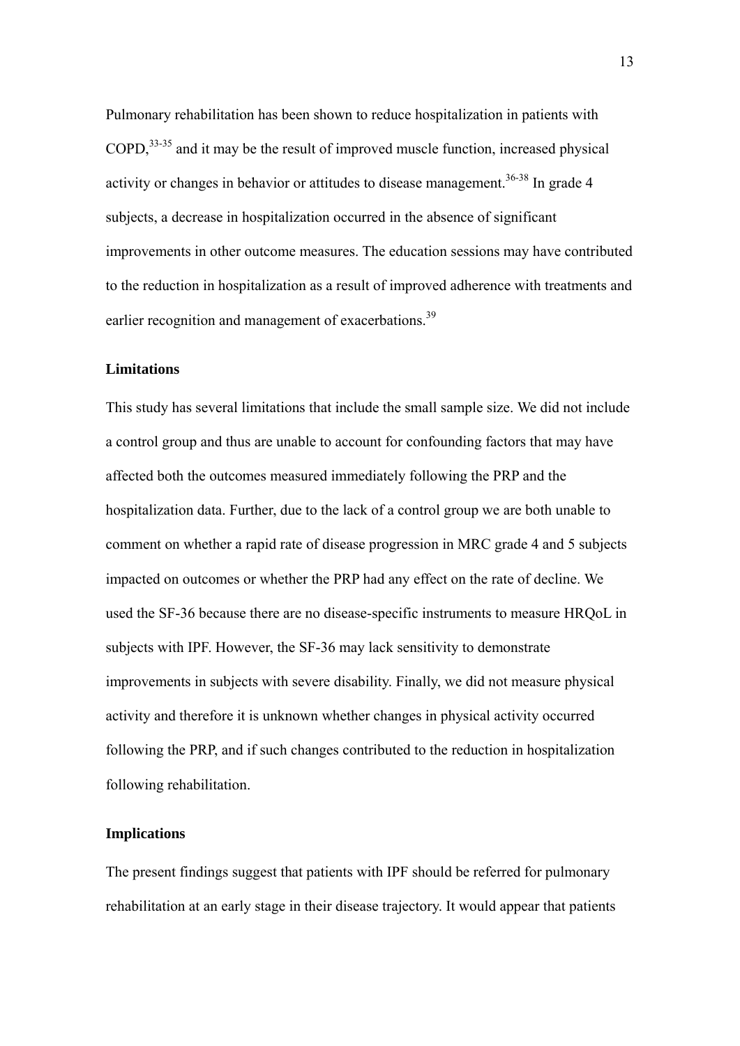Pulmonary rehabilitation has been shown to reduce hospitalization in patients with COPD,[33-35] and it may be the result of improved muscle function, increased physical activity or changes in behavior or attitudes to disease management.[36-38] In grade 4 subjects, a decrease in hospitalization occurred in the absence of significant improvements in other outcome measures. The education sessions may have contributed to the reduction in hospitalization as a result of improved adherence with treatments and earlier recognition and management of exacerbations.[39]

### Limitations

This study has several limitations that include the small sample size. We did not include a control group and thus are unable to account for confounding factors that may have affected both the outcomes measured immediately following the PRP and the hospitalization data. Further, due to the lack of a control group we are both unable to comment on whether a rapid rate of disease progression in MRC grade 4 and 5 subjects impacted on outcomes or whether the PRP had any effect on the rate of decline. We used the SF-36 because there are no disease-specific instruments to measure HRQoL in subjects with IPF. However, the SF-36 may lack sensitivity to demonstrate improvements in subjects with severe disability. Finally, we did not measure physical activity and therefore it is unknown whether changes in physical activity occurred following the PRP, and if such changes contributed to the reduction in hospitalization following rehabilitation.

### Implications

The present findings suggest that patients with IPF should be referred for pulmonary rehabilitation at an early stage in their disease trajectory. It would appear that patients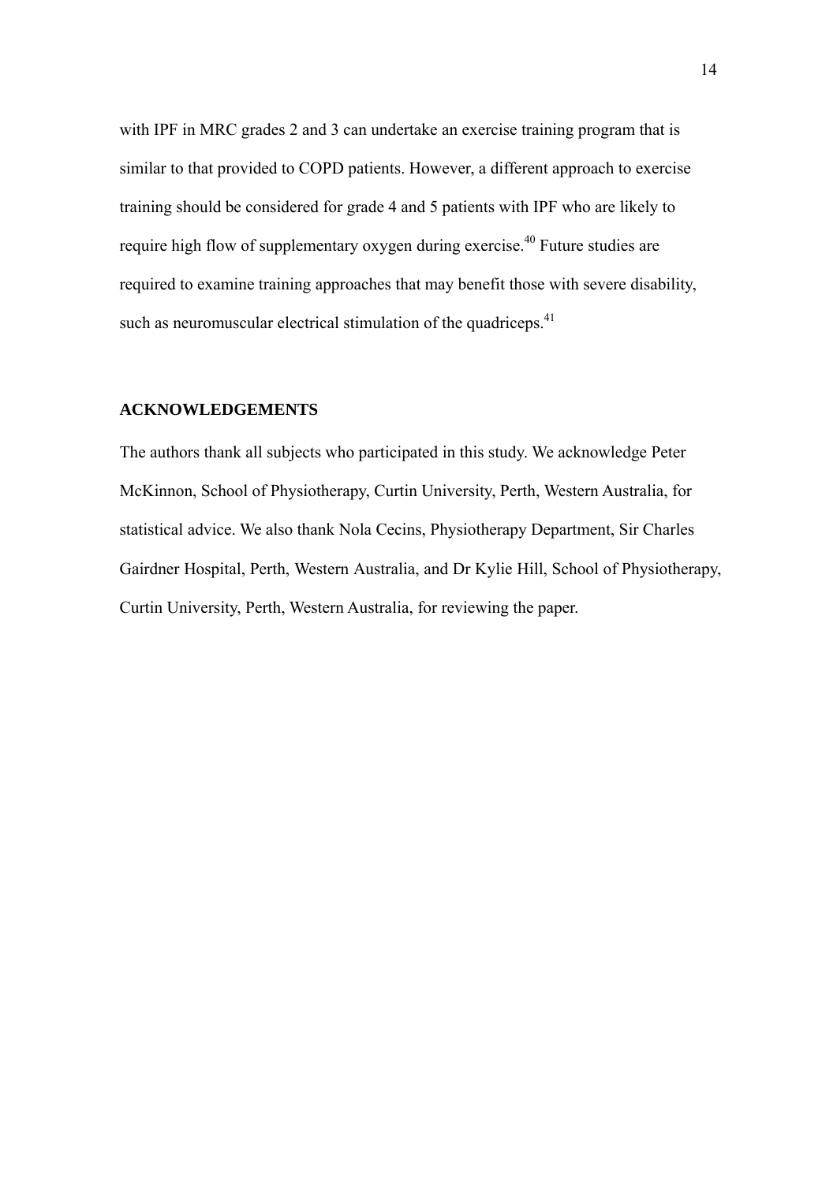with IPF in MRC grades 2 and 3 can undertake an exercise training program that is similar to that provided to COPD patients. However, a different approach to exercise training should be considered for grade 4 and 5 patients with IPF who are likely to require high flow of supplementary oxygen during exercise.[40] Future studies are required to examine training approaches that may benefit those with severe disability, such as neuromuscular electrical stimulation of the quadriceps.[41]

## ACKNOWLEDGEMENTS

The authors thank all subjects who participated in this study. We acknowledge Peter McKinnon, School of Physiotherapy, Curtin University, Perth, Western Australia, for statistical advice. We also thank Nola Cecins, Physiotherapy Department, Sir Charles Gairdner Hospital, Perth, Western Australia, and Dr Kylie Hill, School of Physiotherapy, Curtin University, Perth, Western Australia, for reviewing the paper.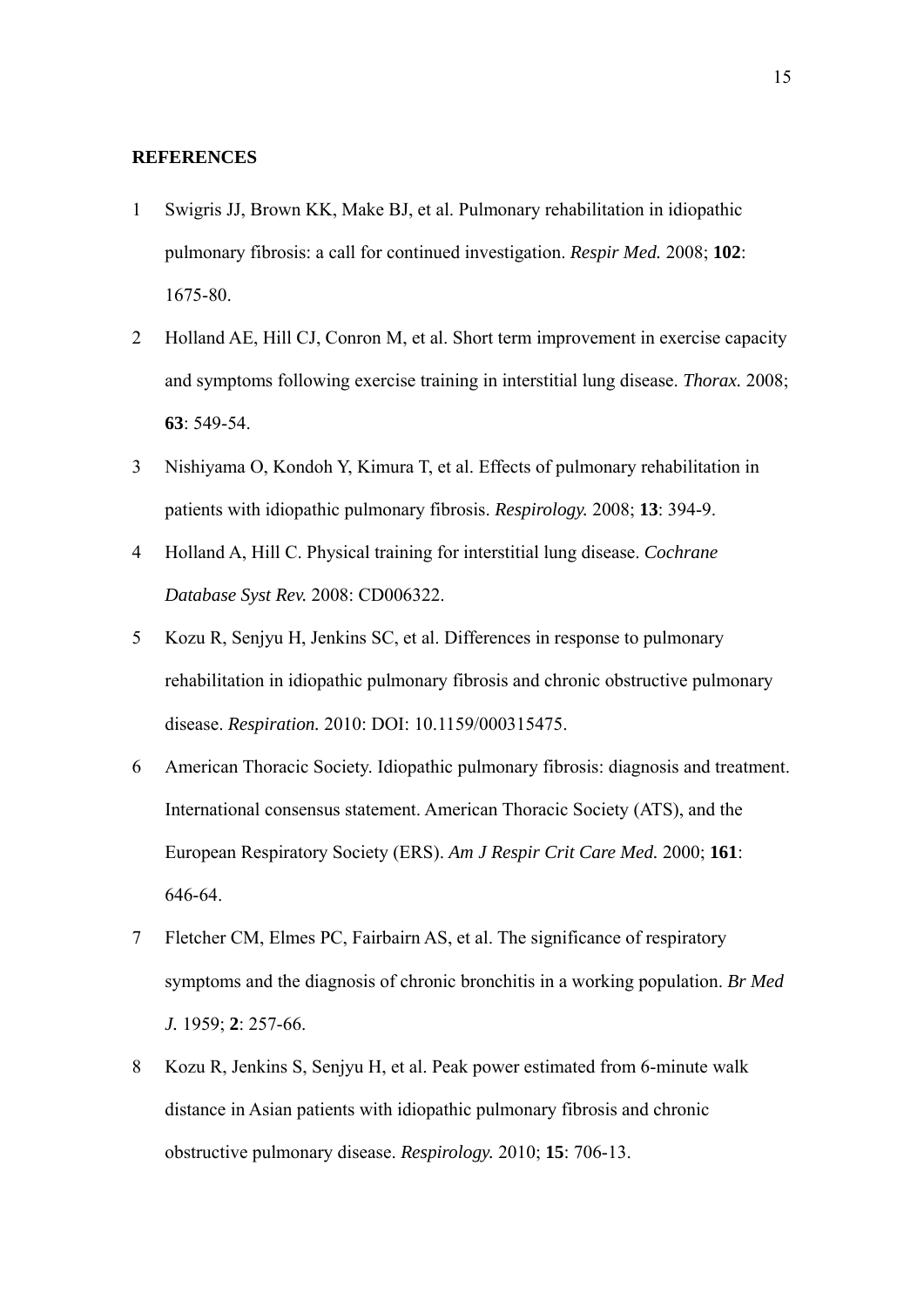**REFERENCES**

1. Swigris JJ, Brown KK, Make BJ, et al. Pulmonary rehabilitation in idiopathic pulmonary fibrosis: a call for continued investigation. *Respir Med.* 2008; **102**: 1675-80.
2. Holland AE, Hill CJ, Conron M, et al. Short term improvement in exercise capacity and symptoms following exercise training in interstitial lung disease. *Thorax.* 2008; **63**: 549-54.
3. Nishiyama O, Kondoh Y, Kimura T, et al. Effects of pulmonary rehabilitation in patients with idiopathic pulmonary fibrosis. *Respirology.* 2008; **13**: 394-9.
4. Holland A, Hill C. Physical training for interstitial lung disease. *Cochrane Database Syst Rev.* 2008: CD006322.
5. Kozu R, Senjyu H, Jenkins SC, et al. Differences in response to pulmonary rehabilitation in idiopathic pulmonary fibrosis and chronic obstructive pulmonary disease. *Respiration.* 2010: DOI: 10.1159/000315475.
6. American Thoracic Society. Idiopathic pulmonary fibrosis: diagnosis and treatment. International consensus statement. American Thoracic Society (ATS), and the European Respiratory Society (ERS). *Am J Respir Crit Care Med.* 2000; **161**: 646-64.
7. Fletcher CM, Elmes PC, Fairbairn AS, et al. The significance of respiratory symptoms and the diagnosis of chronic bronchitis in a working population. *Br Med J.* 1959; **2**: 257-66.
8. Kozu R, Jenkins S, Senjyu H, et al. Peak power estimated from 6-minute walk distance in Asian patients with idiopathic pulmonary fibrosis and chronic obstructive pulmonary disease. *Respirology.* 2010; **15**: 706-13.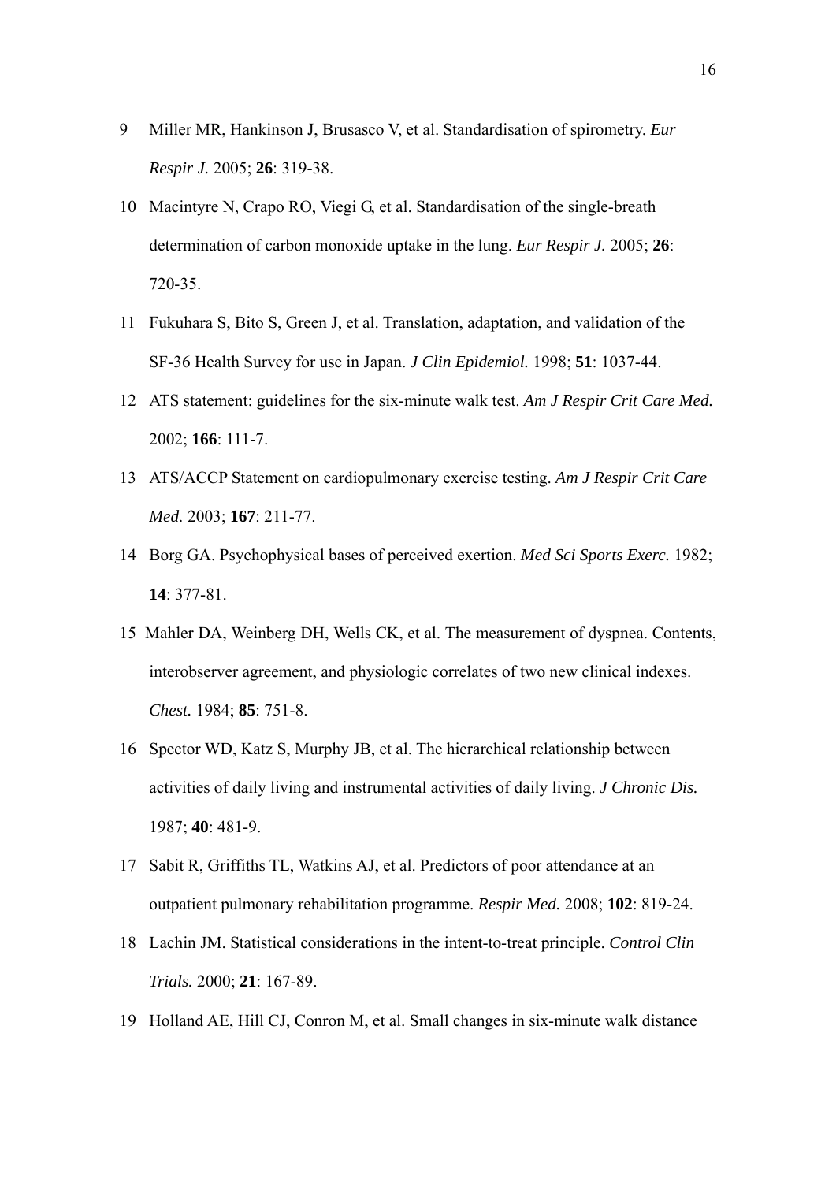9 Miller MR, Hankinson J, Brusasco V, et al. Standardisation of spirometry. *Eur Respir J.* 2005; **26**: 319-38.

10 Macintyre N, Crapo RO, Viegi G, et al. Standardisation of the single-breath determination of carbon monoxide uptake in the lung. *Eur Respir J.* 2005; **26**: 720-35.

11 Fukuhara S, Bito S, Green J, et al. Translation, adaptation, and validation of the SF-36 Health Survey for use in Japan. *J Clin Epidemiol.* 1998; **51**: 1037-44.

12 ATS statement: guidelines for the six-minute walk test. *Am J Respir Crit Care Med.* 2002; **166**: 111-7.

13 ATS/ACCP Statement on cardiopulmonary exercise testing. *Am J Respir Crit Care Med.* 2003; **167**: 211-77.

14 Borg GA. Psychophysical bases of perceived exertion. *Med Sci Sports Exerc.* 1982; **14**: 377-81.

15 Mahler DA, Weinberg DH, Wells CK, et al. The measurement of dyspnea. Contents, interobserver agreement, and physiologic correlates of two new clinical indexes. *Chest.* 1984; **85**: 751-8.

16 Spector WD, Katz S, Murphy JB, et al. The hierarchical relationship between activities of daily living and instrumental activities of daily living. *J Chronic Dis.* 1987; **40**: 481-9.

17 Sabit R, Griffiths TL, Watkins AJ, et al. Predictors of poor attendance at an outpatient pulmonary rehabilitation programme. *Respir Med.* 2008; **102**: 819-24.

18 Lachin JM. Statistical considerations in the intent-to-treat principle. *Control Clin Trials.* 2000; **21**: 167-89.

19 Holland AE, Hill CJ, Conron M, et al. Small changes in six-minute walk distance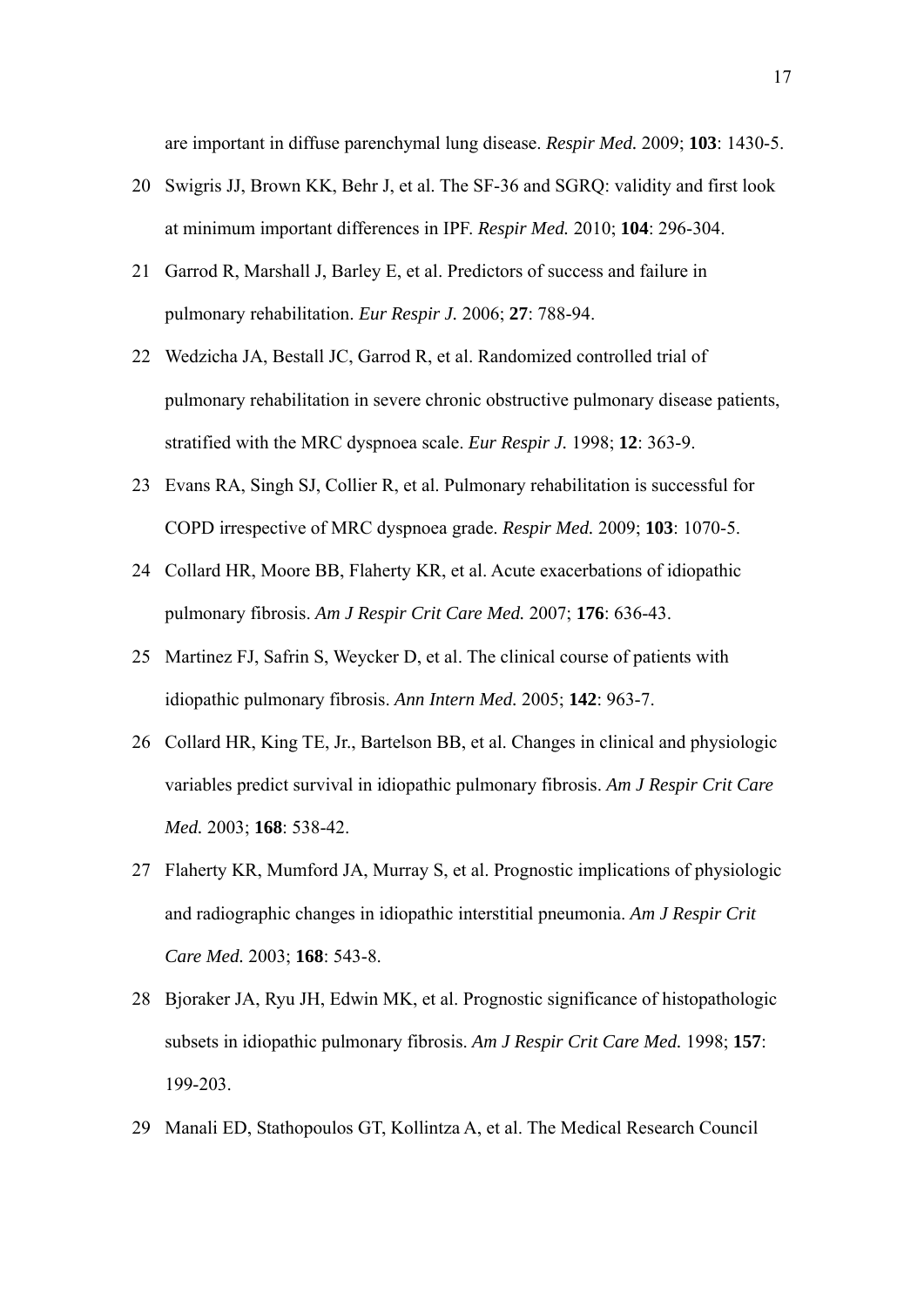are important in diffuse parenchymal lung disease. *Respir Med.* 2009; **103**: 1430-5.

20 Swigris JJ, Brown KK, Behr J, et al. The SF-36 and SGRQ: validity and first look at minimum important differences in IPF. *Respir Med.* 2010; **104**: 296-304.

21 Garrod R, Marshall J, Barley E, et al. Predictors of success and failure in pulmonary rehabilitation. *Eur Respir J.* 2006; **27**: 788-94.

22 Wedzicha JA, Bestall JC, Garrod R, et al. Randomized controlled trial of pulmonary rehabilitation in severe chronic obstructive pulmonary disease patients, stratified with the MRC dyspnoea scale. *Eur Respir J.* 1998; **12**: 363-9.

23 Evans RA, Singh SJ, Collier R, et al. Pulmonary rehabilitation is successful for COPD irrespective of MRC dyspnoea grade. *Respir Med.* 2009; **103**: 1070-5.

24 Collard HR, Moore BB, Flaherty KR, et al. Acute exacerbations of idiopathic pulmonary fibrosis. *Am J Respir Crit Care Med.* 2007; **176**: 636-43.

25 Martinez FJ, Safrin S, Weycker D, et al. The clinical course of patients with idiopathic pulmonary fibrosis. *Ann Intern Med.* 2005; **142**: 963-7.

26 Collard HR, King TE, Jr., Bartelson BB, et al. Changes in clinical and physiologic variables predict survival in idiopathic pulmonary fibrosis. *Am J Respir Crit Care Med.* 2003; **168**: 538-42.

27 Flaherty KR, Mumford JA, Murray S, et al. Prognostic implications of physiologic and radiographic changes in idiopathic interstitial pneumonia. *Am J Respir Crit Care Med.* 2003; **168**: 543-8.

28 Bjoraker JA, Ryu JH, Edwin MK, et al. Prognostic significance of histopathologic subsets in idiopathic pulmonary fibrosis. *Am J Respir Crit Care Med.* 1998; **157**: 199-203.

29 Manali ED, Stathopoulos GT, Kollintza A, et al. The Medical Research Council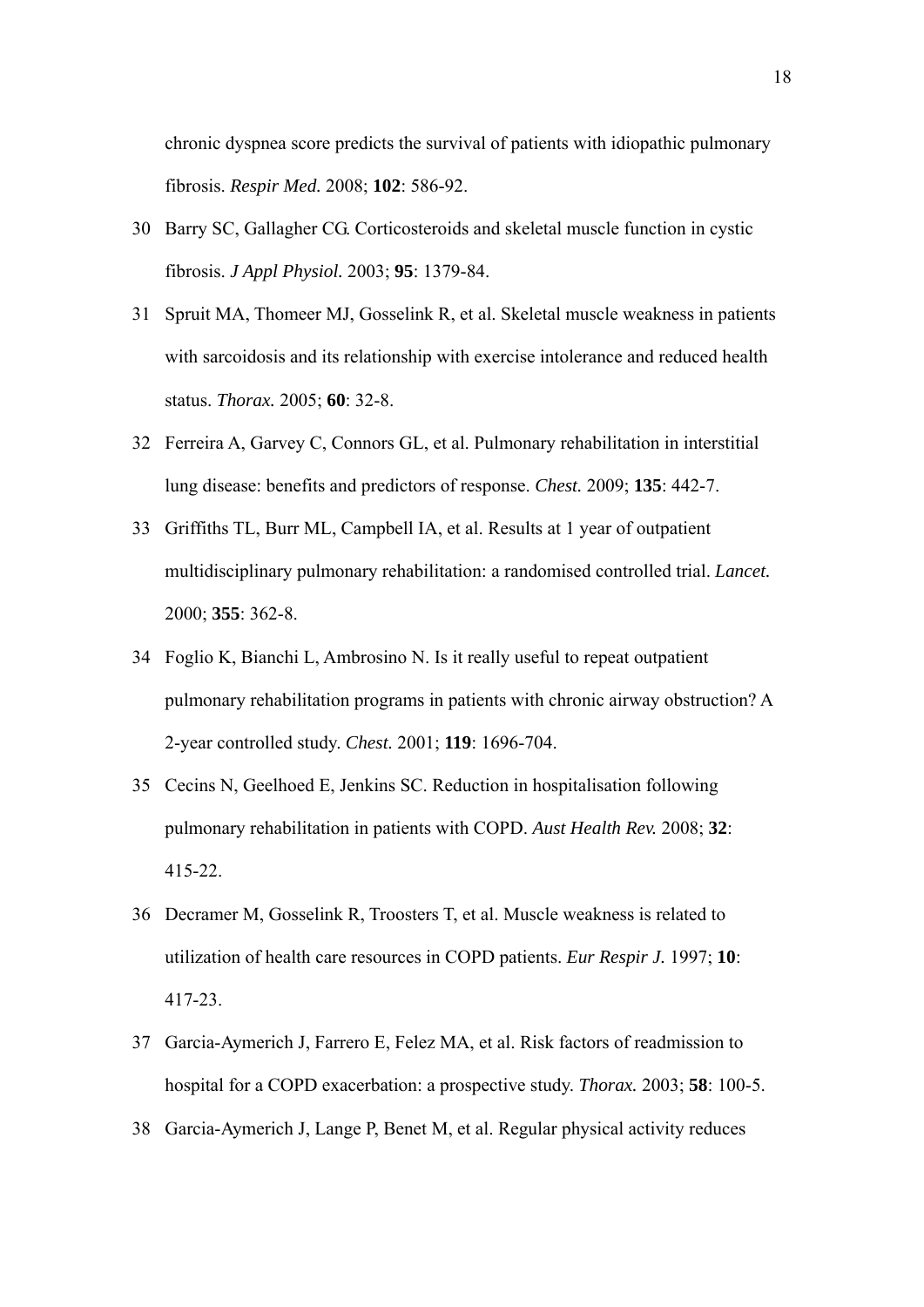chronic dyspnea score predicts the survival of patients with idiopathic pulmonary fibrosis. *Respir Med.* 2008; **102**: 586-92.

30 Barry SC, Gallagher CG. Corticosteroids and skeletal muscle function in cystic fibrosis. *J Appl Physiol.* 2003; **95**: 1379-84.

31 Spruit MA, Thomeer MJ, Gosselink R, et al. Skeletal muscle weakness in patients with sarcoidosis and its relationship with exercise intolerance and reduced health status. *Thorax.* 2005; **60**: 32-8.

32 Ferreira A, Garvey C, Connors GL, et al. Pulmonary rehabilitation in interstitial lung disease: benefits and predictors of response. *Chest.* 2009; **135**: 442-7.

33 Griffiths TL, Burr ML, Campbell IA, et al. Results at 1 year of outpatient multidisciplinary pulmonary rehabilitation: a randomised controlled trial. *Lancet.* 2000; **355**: 362-8.

34 Foglio K, Bianchi L, Ambrosino N. Is it really useful to repeat outpatient pulmonary rehabilitation programs in patients with chronic airway obstruction? A 2-year controlled study. *Chest.* 2001; **119**: 1696-704.

35 Cecins N, Geelhoed E, Jenkins SC. Reduction in hospitalisation following pulmonary rehabilitation in patients with COPD. *Aust Health Rev.* 2008; **32**: 415-22.

36 Decramer M, Gosselink R, Troosters T, et al. Muscle weakness is related to utilization of health care resources in COPD patients. *Eur Respir J.* 1997; **10**: 417-23.

37 Garcia-Aymerich J, Farrero E, Felez MA, et al. Risk factors of readmission to hospital for a COPD exacerbation: a prospective study. *Thorax.* 2003; **58**: 100-5.

38 Garcia-Aymerich J, Lange P, Benet M, et al. Regular physical activity reduces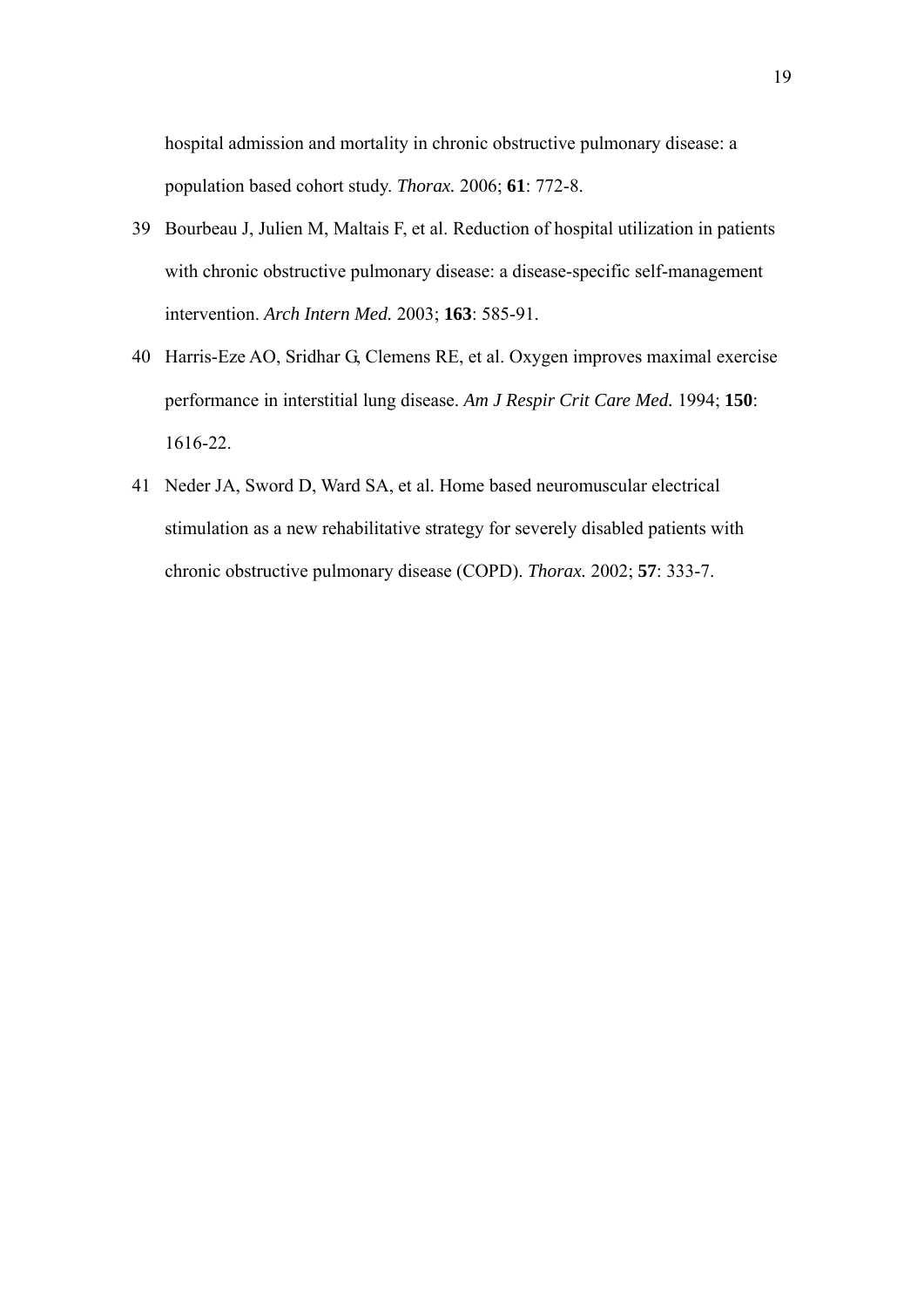hospital admission and mortality in chronic obstructive pulmonary disease: a population based cohort study. *Thorax.* 2006; **61**: 772-8.

39 Bourbeau J, Julien M, Maltais F, et al. Reduction of hospital utilization in patients with chronic obstructive pulmonary disease: a disease-specific self-management intervention. *Arch Intern Med.* 2003; **163**: 585-91.

40 Harris-Eze AO, Sridhar G, Clemens RE, et al. Oxygen improves maximal exercise performance in interstitial lung disease. *Am J Respir Crit Care Med.* 1994; **150**: 1616-22.

41 Neder JA, Sword D, Ward SA, et al. Home based neuromuscular electrical stimulation as a new rehabilitative strategy for severely disabled patients with chronic obstructive pulmonary disease (COPD). *Thorax.* 2002; **57**: 333-7.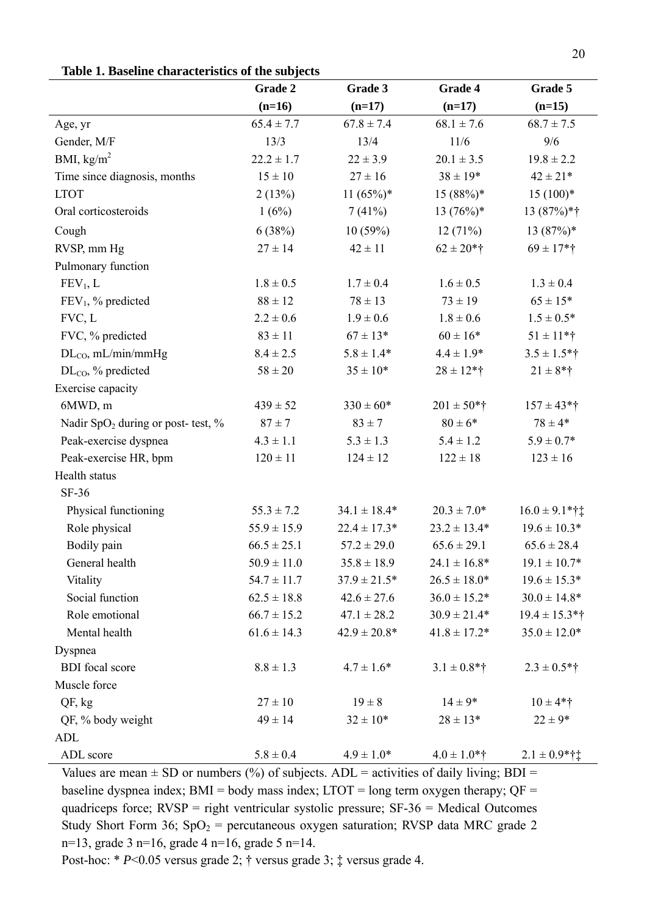**Table 1. Baseline characteristics of the subjects**

| | Grade 2 (n=16) | Grade 3 (n=17) | Grade 4 (n=17) | Grade 5 (n=15) |
|---|---|---|---|---|
| Age, yr | 65.4 ± 7.7 | 67.8 ± 7.4 | 68.1 ± 7.6 | 68.7 ± 7.5 |
| Gender, M/F | 13/3 | 13/4 | 11/6 | 9/6 |
| BMI, kg/m$^2$ | 22.2 ± 1.7 | 22 ± 3.9 | 20.1 ± 3.5 | 19.8 ± 2.2 |
| Time since diagnosis, months | 15 ± 10 | 27 ± 16 | 38 ± 19* | 42 ± 21* |
| LTOT | 2 (13%) | 11 (65%)* | 15 (88%)* | 15 (100)* |
| Oral corticosteroids | 1 (6%) | 7 (41%) | 13 (76%)* | 13 (87%)*† |
| Cough | 6 (38%) | 10 (59%) | 12 (71%) | 13 (87%)* |
| RVSP, mm Hg | 27 ± 14 | 42 ± 11 | 62 ± 20*† | 69 ± 17*† |
| Pulmonary function | | | | |
| FEV$_1$, L | 1.8 ± 0.5 | 1.7 ± 0.4 | 1.6 ± 0.5 | 1.3 ± 0.4 |
| FEV$_1$, % predicted | 88 ± 12 | 78 ± 13 | 73 ± 19 | 65 ± 15* |
| FVC, L | 2.2 ± 0.6 | 1.9 ± 0.6 | 1.8 ± 0.6 | 1.5 ± 0.5* |
| FVC, % predicted | 83 ± 11 | 67 ± 13* | 60 ± 16* | 51 ± 11*† |
| DL$_{CO}$, mL/min/mmHg | 8.4 ± 2.5 | 5.8 ± 1.4* | 4.4 ± 1.9* | 3.5 ± 1.5*† |
| DL$_{CO}$, % predicted | 58 ± 20 | 35 ± 10* | 28 ± 12*† | 21 ± 8*† |
| Exercise capacity | | | | |
| 6MWD, m | 439 ± 52 | 330 ± 60* | 201 ± 50*† | 157 ± 43*† |
| Nadir SpO$_2$ during or post- test, % | 87 ± 7 | 83 ± 7 | 80 ± 6* | 78 ± 4* |
| Peak-exercise dyspnea | 4.3 ± 1.1 | 5.3 ± 1.3 | 5.4 ± 1.2 | 5.9 ± 0.7* |
| Peak-exercise HR, bpm | 120 ± 11 | 124 ± 12 | 122 ± 18 | 123 ± 16 |
| Health status | | | | |
| SF-36 | | | | |
| Physical functioning | 55.3 ± 7.2 | 34.1 ± 18.4* | 20.3 ± 7.0* | 16.0 ± 9.1*†‡ |
| Role physical | 55.9 ± 15.9 | 22.4 ± 17.3* | 23.2 ± 13.4* | 19.6 ± 10.3* |
| Bodily pain | 66.5 ± 25.1 | 57.2 ± 29.0 | 65.6 ± 29.1 | 65.6 ± 28.4 |
| General health | 50.9 ± 11.0 | 35.8 ± 18.9 | 24.1 ± 16.8* | 19.1 ± 10.7* |
| Vitality | 54.7 ± 11.7 | 37.9 ± 21.5* | 26.5 ± 18.0* | 19.6 ± 15.3* |
| Social function | 62.5 ± 18.8 | 42.6 ± 27.6 | 36.0 ± 15.2* | 30.0 ± 14.8* |
| Role emotional | 66.7 ± 15.2 | 47.1 ± 28.2 | 30.9 ± 21.4* | 19.4 ± 15.3*† |
| Mental health | 61.6 ± 14.3 | 42.9 ± 20.8* | 41.8 ± 17.2* | 35.0 ± 12.0* |
| Dyspnea | | | | |
| BDI focal score | 8.8 ± 1.3 | 4.7 ± 1.6* | 3.1 ± 0.8*† | 2.3 ± 0.5*† |
| Muscle force | | | | |
| QF, kg | 27 ± 10 | 19 ± 8 | 14 ± 9* | 10 ± 4*† |
| QF, % body weight | 49 ± 14 | 32 ± 10* | 28 ± 13* | 22 ± 9* |
| ADL | | | | |
| ADL score | 5.8 ± 0.4 | 4.9 ± 1.0* | 4.0 ± 1.0*† | 2.1 ± 0.9*†‡ |

Values are mean ± SD or numbers (%) of subjects. ADL = activities of daily living; BDI = baseline dyspnea index; BMI = body mass index; LTOT = long term oxygen therapy; QF = quadriceps force; RVSP = right ventricular systolic pressure; SF-36 = Medical Outcomes Study Short Form 36; SpO$_2$ = percutaneous oxygen saturation; RVSP data MRC grade 2 n=13, grade 3 n=16, grade 4 n=16, grade 5 n=14.

Post-hoc: * $P$<0.05 versus grade 2; † versus grade 3; ‡ versus grade 4.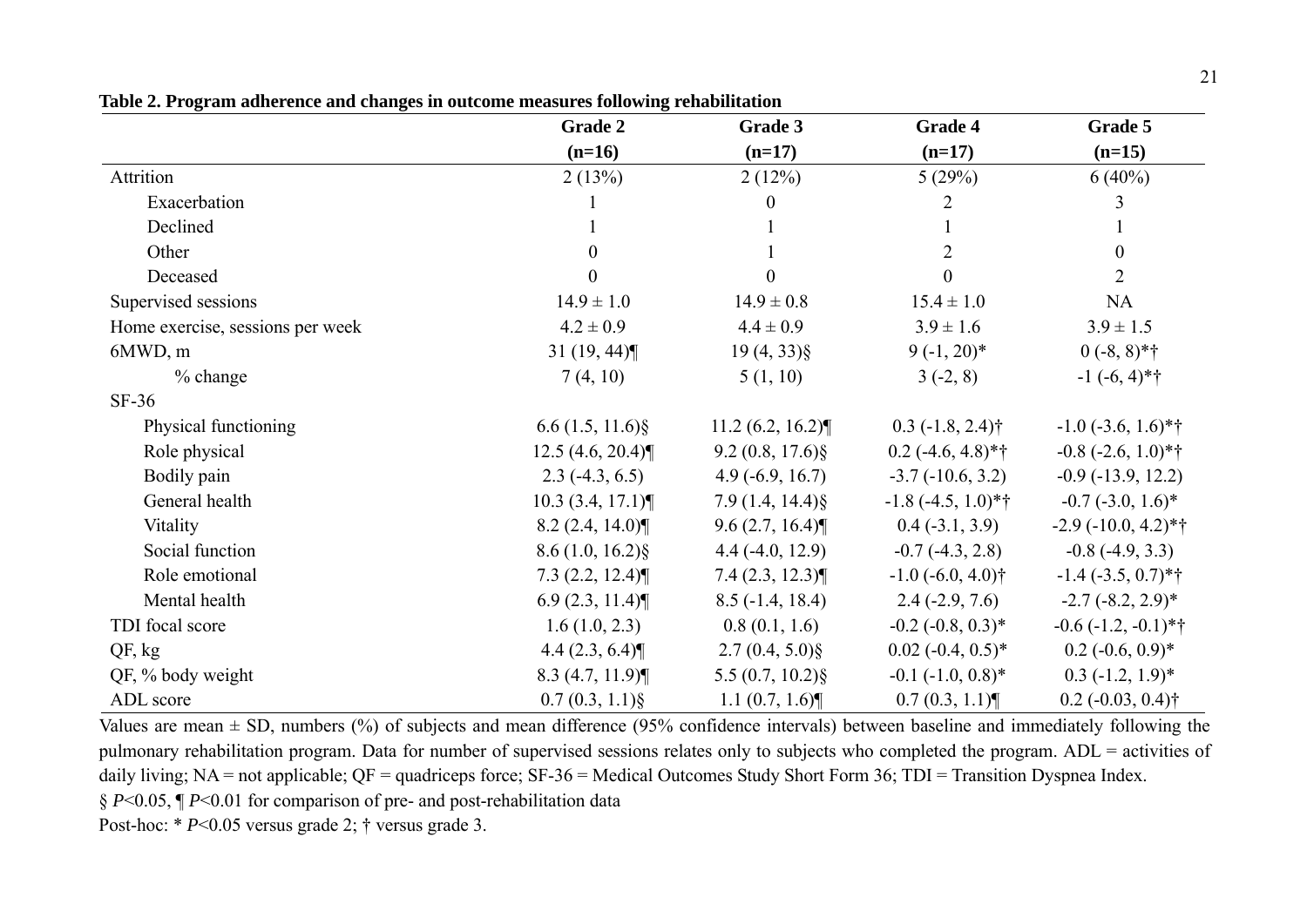**Table 2. Program adherence and changes in outcome measures following rehabilitation**

| | Grade 2 (n=16) | Grade 3 (n=17) | Grade 4 (n=17) | Grade 5 (n=15) |
|---|---|---|---|---|
| Attrition | 2 (13%) | 2 (12%) | 5 (29%) | 6 (40%) |
| Exacerbation | 1 | 0 | 2 | 3 |
| Declined | 1 | 1 | 1 | 1 |
| Other | 0 | 1 | 2 | 0 |
| Deceased | 0 | 0 | 0 | 2 |
| Supervised sessions | 14.9 ± 1.0 | 14.9 ± 0.8 | 15.4 ± 1.0 | NA |
| Home exercise, sessions per week | 4.2 ± 0.9 | 4.4 ± 0.9 | 3.9 ± 1.6 | 3.9 ± 1.5 |
| 6MWD, m | 31 (19, 44)¶ | 19 (4, 33)§ | 9 (-1, 20)* | 0 (-8, 8)*† |
| % change | 7 (4, 10) | 5 (1, 10) | 3 (-2, 8) | -1 (-6, 4)*† |
| SF-36 | | | | |
| Physical functioning | 6.6 (1.5, 11.6)§ | 11.2 (6.2, 16.2)¶ | 0.3 (-1.8, 2.4)† | -1.0 (-3.6, 1.6)*† |
| Role physical | 12.5 (4.6, 20.4)¶ | 9.2 (0.8, 17.6)§ | 0.2 (-4.6, 4.8)*† | -0.8 (-2.6, 1.0)*† |
| Bodily pain | 2.3 (-4.3, 6.5) | 4.9 (-6.9, 16.7) | -3.7 (-10.6, 3.2) | -0.9 (-13.9, 12.2) |
| General health | 10.3 (3.4, 17.1)¶ | 7.9 (1.4, 14.4)§ | -1.8 (-4.5, 1.0)*† | -0.7 (-3.0, 1.6)* |
| Vitality | 8.2 (2.4, 14.0)¶ | 9.6 (2.7, 16.4)¶ | 0.4 (-3.1, 3.9) | -2.9 (-10.0, 4.2)*† |
| Social function | 8.6 (1.0, 16.2)§ | 4.4 (-4.0, 12.9) | -0.7 (-4.3, 2.8) | -0.8 (-4.9, 3.3) |
| Role emotional | 7.3 (2.2, 12.4)¶ | 7.4 (2.3, 12.3)¶ | -1.0 (-6.0, 4.0)† | -1.4 (-3.5, 0.7)*† |
| Mental health | 6.9 (2.3, 11.4)¶ | 8.5 (-1.4, 18.4) | 2.4 (-2.9, 7.6) | -2.7 (-8.2, 2.9)* |
| TDI focal score | 1.6 (1.0, 2.3) | 0.8 (0.1, 1.6) | -0.2 (-0.8, 0.3)* | -0.6 (-1.2, -0.1)*† |
| QF, kg | 4.4 (2.3, 6.4)¶ | 2.7 (0.4, 5.0)§ | 0.02 (-0.4, 0.5)* | 0.2 (-0.6, 0.9)* |
| QF, % body weight | 8.3 (4.7, 11.9)¶ | 5.5 (0.7, 10.2)§ | -0.1 (-1.0, 0.8)* | 0.3 (-1.2, 1.9)* |
| ADL score | 0.7 (0.3, 1.1)§ | 1.1 (0.7, 1.6)¶ | 0.7 (0.3, 1.1)¶ | 0.2 (-0.03, 0.4)† |

Values are mean ± SD, numbers (%) of subjects and mean difference (95% confidence intervals) between baseline and immediately following the pulmonary rehabilitation program. Data for number of supervised sessions relates only to subjects who completed the program. ADL = activities of daily living; NA = not applicable; QF = quadriceps force; SF-36 = Medical Outcomes Study Short Form 36; TDI = Transition Dyspnea Index.

§ $P<0.05$, ¶ $P<0.01$ for comparison of pre- and post-rehabilitation data

Post-hoc: * $P<0.05$ versus grade 2; † versus grade 3.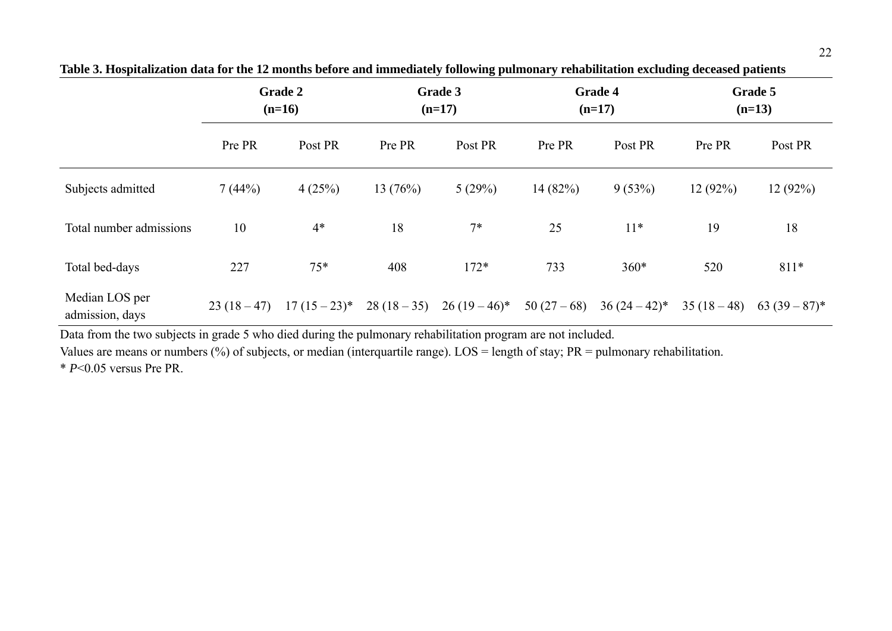**Table 3. Hospitalization data for the 12 months before and immediately following pulmonary rehabilitation excluding deceased patients**

| | Grade 2 (n=16) | | Grade 3 (n=17) | | Grade 4 (n=17) | | Grade 5 (n=13) | |
|---|---|---|---|---|---|---|---|---|
| | Pre PR | Post PR | Pre PR | Post PR | Pre PR | Post PR | Pre PR | Post PR |
| Subjects admitted | 7 (44%) | 4 (25%) | 13 (76%) | 5 (29%) | 14 (82%) | 9 (53%) | 12 (92%) | 12 (92%) |
| Total number admissions | 10 | 4* | 18 | 7* | 25 | 11* | 19 | 18 |
| Total bed-days | 227 | 75* | 408 | 172* | 733 | 360* | 520 | 811* |
| Median LOS per admission, days | 23 (18 – 47) | 17 (15 – 23)* | 28 (18 – 35) | 26 (19 – 46)* | 50 (27 – 68) | 36 (24 – 42)* | 35 (18 – 48) | 63 (39 – 87)* |

Data from the two subjects in grade 5 who died during the pulmonary rehabilitation program are not included.

Values are means or numbers (%) of subjects, or median (interquartile range). LOS = length of stay; PR = pulmonary rehabilitation.

* $P<0.05$ versus Pre PR.